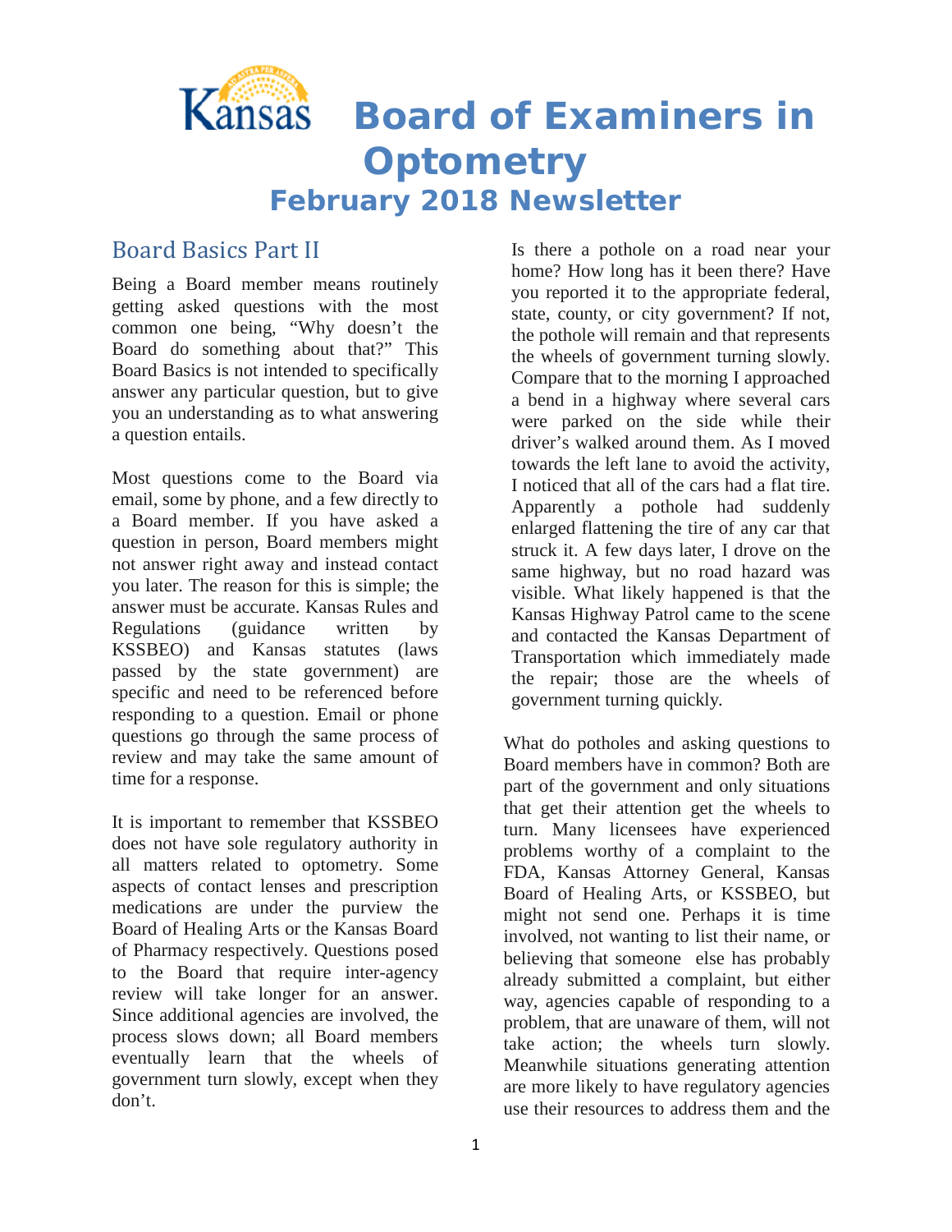# Kansas Board of Examiners in Optometry

## February 2018 Newsletter

## Board Basics Part II

Being a Board member means routinely getting asked questions with the most common one being, "Why doesn't the Board do something about that?" This Board Basics is not intended to specifically answer any particular question, but to give you an understanding as to what answering a question entails.

Most questions come to the Board via email, some by phone, and a few directly to a Board member. If you have asked a question in person, Board members might not answer right away and instead contact you later. The reason for this is simple; the answer must be accurate. Kansas Rules and Regulations (guidance written by KSSBEO) and Kansas statutes (laws passed by the state government) are specific and need to be referenced before responding to a question. Email or phone questions go through the same process of review and may take the same amount of time for a response.

It is important to remember that KSSBEO does not have sole regulatory authority in all matters related to optometry. Some aspects of contact lenses and prescription medications are under the purview the Board of Healing Arts or the Kansas Board of Pharmacy respectively. Questions posed to the Board that require inter-agency review will take longer for an answer. Since additional agencies are involved, the process slows down; all Board members eventually learn that the wheels of government turn slowly, except when they don't.

Is there a pothole on a road near your home? How long has it been there? Have you reported it to the appropriate federal, state, county, or city government? If not, the pothole will remain and that represents the wheels of government turning slowly. Compare that to the morning I approached a bend in a highway where several cars were parked on the side while their driver's walked around them. As I moved towards the left lane to avoid the activity, I noticed that all of the cars had a flat tire. Apparently a pothole had suddenly enlarged flattening the tire of any car that struck it. A few days later, I drove on the same highway, but no road hazard was visible. What likely happened is that the Kansas Highway Patrol came to the scene and contacted the Kansas Department of Transportation which immediately made the repair; those are the wheels of government turning quickly.

What do potholes and asking questions to Board members have in common? Both are part of the government and only situations that get their attention get the wheels to turn. Many licensees have experienced problems worthy of a complaint to the FDA, Kansas Attorney General, Kansas Board of Healing Arts, or KSSBEO, but might not send one. Perhaps it is time involved, not wanting to list their name, or believing that someone else has probably already submitted a complaint, but either way, agencies capable of responding to a problem, that are unaware of them, will not take action; the wheels turn slowly. Meanwhile situations generating attention are more likely to have regulatory agencies use their resources to address them and the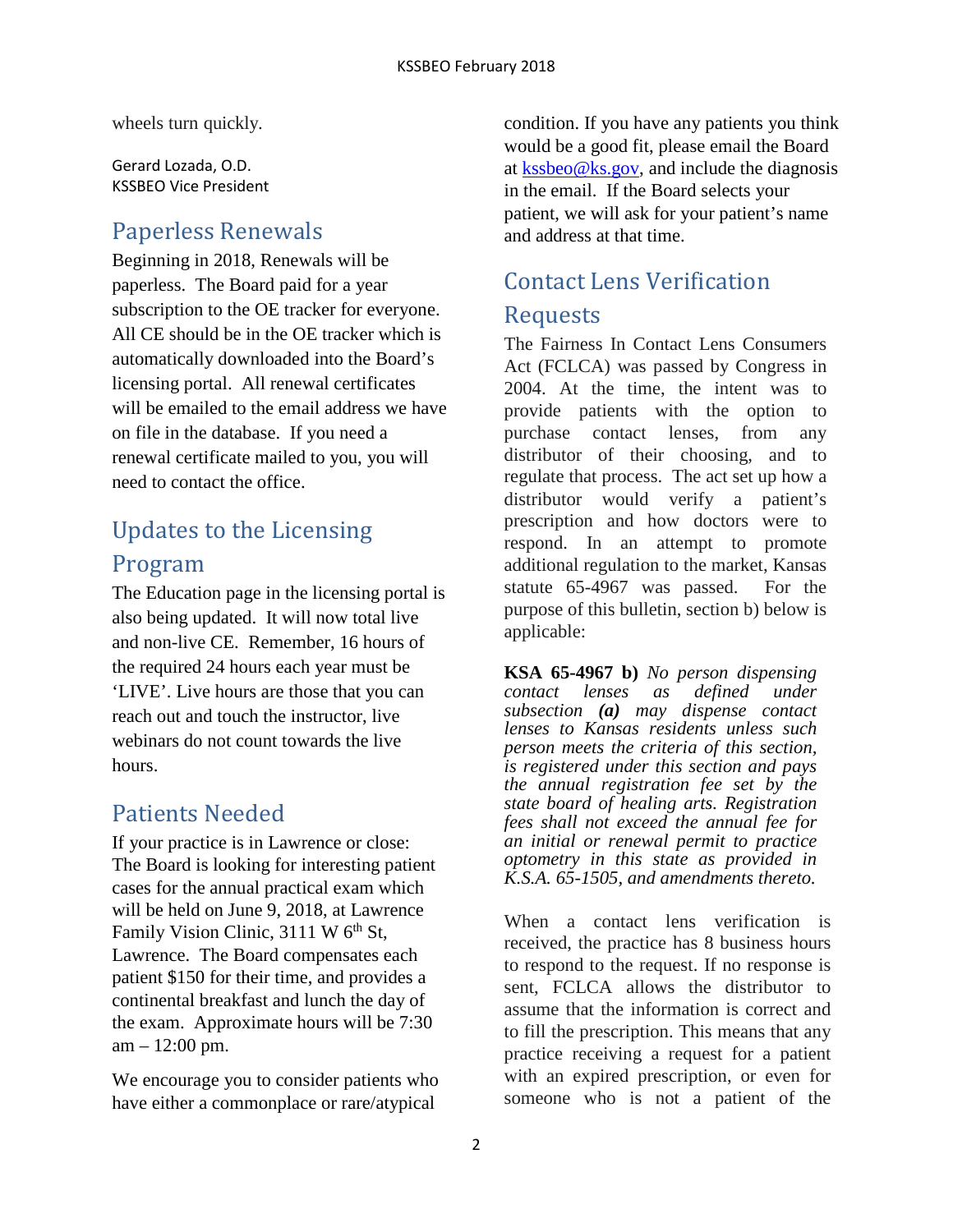wheels turn quickly.

Gerard Lozada, O.D.
KSSBEO Vice President

## Paperless Renewals

Beginning in 2018, Renewals will be paperless. The Board paid for a year subscription to the OE tracker for everyone. All CE should be in the OE tracker which is automatically downloaded into the Board's licensing portal. All renewal certificates will be emailed to the email address we have on file in the database. If you need a renewal certificate mailed to you, you will need to contact the office.

## Updates to the Licensing Program

The Education page in the licensing portal is also being updated. It will now total live and non-live CE. Remember, 16 hours of the required 24 hours each year must be 'LIVE'. Live hours are those that you can reach out and touch the instructor, live webinars do not count towards the live hours.

## Patients Needed

If your practice is in Lawrence or close: The Board is looking for interesting patient cases for the annual practical exam which will be held on June 9, 2018, at Lawrence Family Vision Clinic, 3111 W 6th St, Lawrence. The Board compensates each patient $150 for their time, and provides a continental breakfast and lunch the day of the exam. Approximate hours will be 7:30 am – 12:00 pm.

We encourage you to consider patients who have either a commonplace or rare/atypical condition. If you have any patients you think would be a good fit, please email the Board at kssbeo@ks.gov, and include the diagnosis in the email. If the Board selects your patient, we will ask for your patient's name and address at that time.

## Contact Lens Verification Requests

The Fairness In Contact Lens Consumers Act (FCLCA) was passed by Congress in 2004. At the time, the intent was to provide patients with the option to purchase contact lenses, from any distributor of their choosing, and to regulate that process. The act set up how a distributor would verify a patient's prescription and how doctors were to respond. In an attempt to promote additional regulation to the market, Kansas statute 65-4967 was passed. For the purpose of this bulletin, section b) below is applicable:

**KSA 65-4967 b)** *No person dispensing contact lenses as defined under subsection **(a)** may dispense contact lenses to Kansas residents unless such person meets the criteria of this section, is registered under this section and pays the annual registration fee set by the state board of healing arts. Registration fees shall not exceed the annual fee for an initial or renewal permit to practice optometry in this state as provided in K.S.A. 65-1505, and amendments thereto.*

When a contact lens verification is received, the practice has 8 business hours to respond to the request. If no response is sent, FCLCA allows the distributor to assume that the information is correct and to fill the prescription. This means that any practice receiving a request for a patient with an expired prescription, or even for someone who is not a patient of the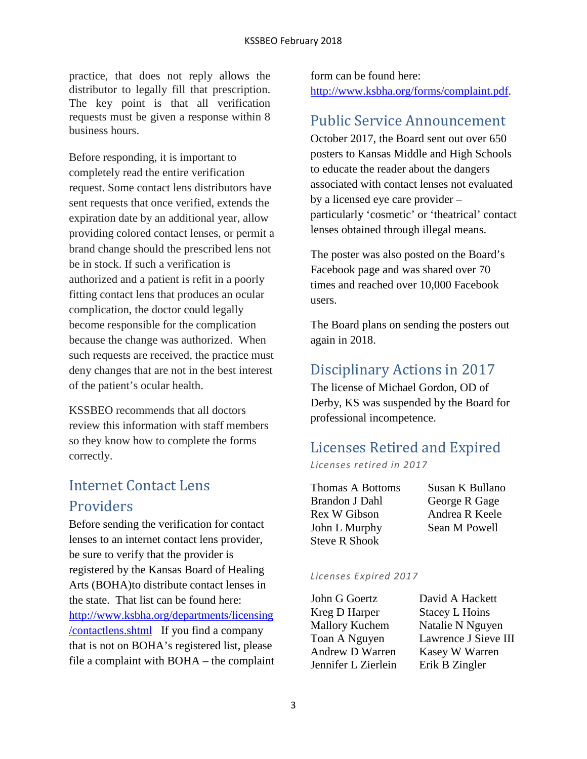practice, that does not reply allows the distributor to legally fill that prescription. The key point is that all verification requests must be given a response within 8 business hours.

Before responding, it is important to completely read the entire verification request. Some contact lens distributors have sent requests that once verified, extends the expiration date by an additional year, allow providing colored contact lenses, or permit a brand change should the prescribed lens not be in stock. If such a verification is authorized and a patient is refit in a poorly fitting contact lens that produces an ocular complication, the doctor could legally become responsible for the complication because the change was authorized. When such requests are received, the practice must deny changes that are not in the best interest of the patient's ocular health.

KSSBEO recommends that all doctors review this information with staff members so they know how to complete the forms correctly.

## Internet Contact Lens Providers

Before sending the verification for contact lenses to an internet contact lens provider, be sure to verify that the provider is registered by the Kansas Board of Healing Arts (BOHA)to distribute contact lenses in the state. That list can be found here: http://www.ksbha.org/departments/licensing/contactlens.shtml If you find a company that is not on BOHA's registered list, please file a complaint with BOHA – the complaint form can be found here: http://www.ksbha.org/forms/complaint.pdf.

## Public Service Announcement

October 2017, the Board sent out over 650 posters to Kansas Middle and High Schools to educate the reader about the dangers associated with contact lenses not evaluated by a licensed eye care provider – particularly 'cosmetic' or 'theatrical' contact lenses obtained through illegal means.

The poster was also posted on the Board's Facebook page and was shared over 70 times and reached over 10,000 Facebook users.

The Board plans on sending the posters out again in 2018.

## Disciplinary Actions in 2017

The license of Michael Gordon, OD of Derby, KS was suspended by the Board for professional incompetence.

## Licenses Retired and Expired

*Licenses retired in 2017*

Thomas A Bottoms
Brandon J Dahl
Rex W Gibson
John L Murphy
Steve R Shook
Susan K Bullano
George R Gage
Andrea R Keele
Sean M Powell

*Licenses Expired 2017*

John G Goertz
Kreg D Harper
Mallory Kuchem
Toan A Nguyen
Andrew D Warren
Jennifer L Zierlein
David A Hackett
Stacey L Hoins
Natalie N Nguyen
Lawrence J Sieve III
Kasey W Warren
Erik B Zingler